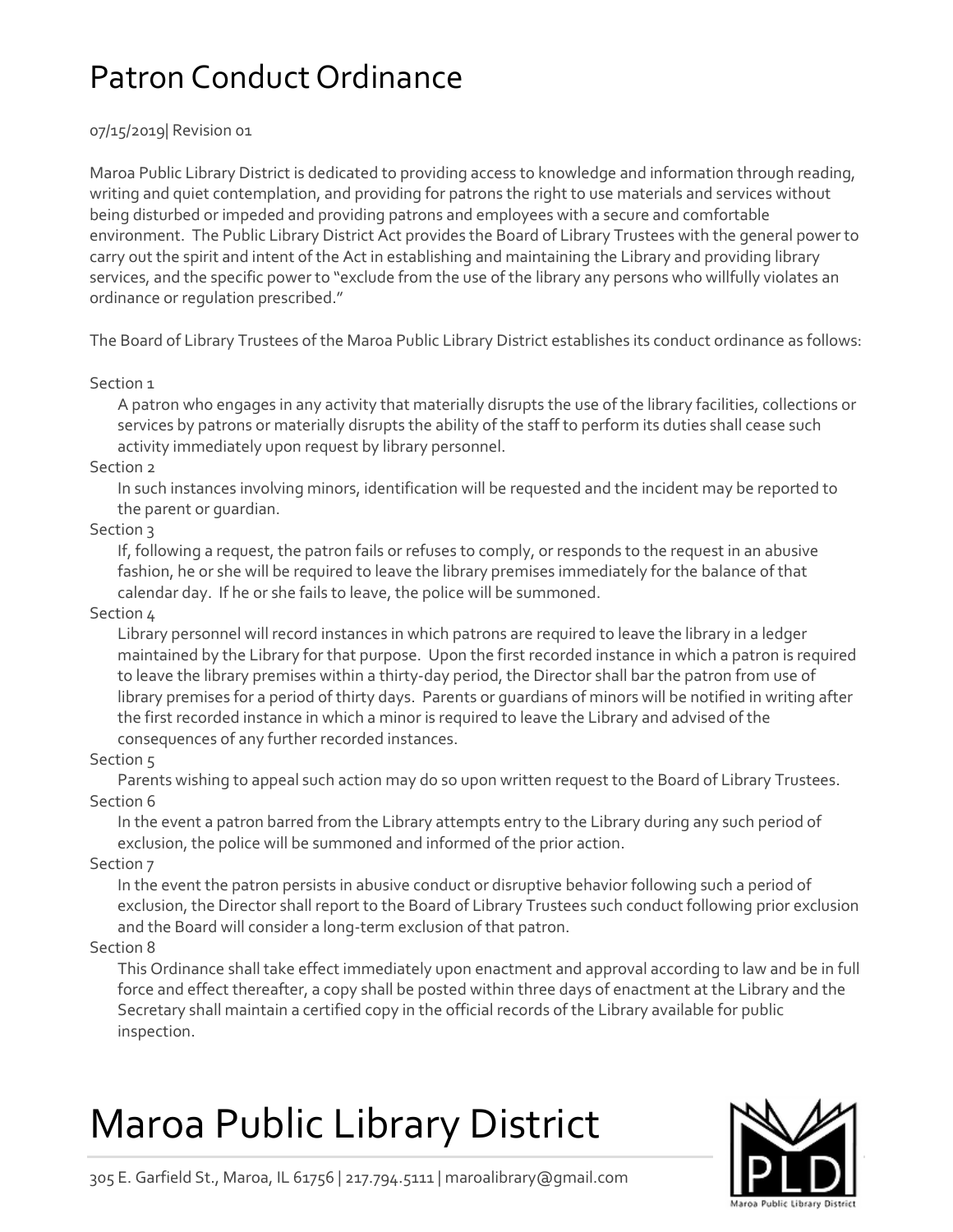# Patron Conduct Ordinance

07/15/2019| Revision 01

Maroa Public Library District is dedicated to providing access to knowledge and information through reading, writing and quiet contemplation, and providing for patrons the right to use materials and services without being disturbed or impeded and providing patrons and employees with a secure and comfortable environment. The Public Library District Act provides the Board of Library Trustees with the general power to carry out the spirit and intent of the Act in establishing and maintaining the Library and providing library services, and the specific power to "exclude from the use of the library any persons who willfully violates an ordinance or regulation prescribed."

The Board of Library Trustees of the Maroa Public Library District establishes its conduct ordinance as follows:

Section 1

A patron who engages in any activity that materially disrupts the use of the library facilities, collections or services by patrons or materially disrupts the ability of the staff to perform its duties shall cease such activity immediately upon request by library personnel.

Section 2

In such instances involving minors, identification will be requested and the incident may be reported to the parent or guardian.

Section 3

If, following a request, the patron fails or refuses to comply, or responds to the request in an abusive fashion, he or she will be required to leave the library premises immediately for the balance of that calendar day. If he or she fails to leave, the police will be summoned.

Section 4

Library personnel will record instances in which patrons are required to leave the library in a ledger maintained by the Library for that purpose. Upon the first recorded instance in which a patron is required to leave the library premises within a thirty-day period, the Director shall bar the patron from use of library premises for a period of thirty days. Parents or guardians of minors will be notified in writing after the first recorded instance in which a minor is required to leave the Library and advised of the consequences of any further recorded instances.

Section 5

Parents wishing to appeal such action may do so upon written request to the Board of Library Trustees.

Section 6

In the event a patron barred from the Library attempts entry to the Library during any such period of exclusion, the police will be summoned and informed of the prior action.

Section 7

In the event the patron persists in abusive conduct or disruptive behavior following such a period of exclusion, the Director shall report to the Board of Library Trustees such conduct following prior exclusion and the Board will consider a long-term exclusion of that patron.

Section 8

This Ordinance shall take effect immediately upon enactment and approval according to law and be in full force and effect thereafter, a copy shall be posted within three days of enactment at the Library and the Secretary shall maintain a certified copy in the official records of the Library available for public inspection.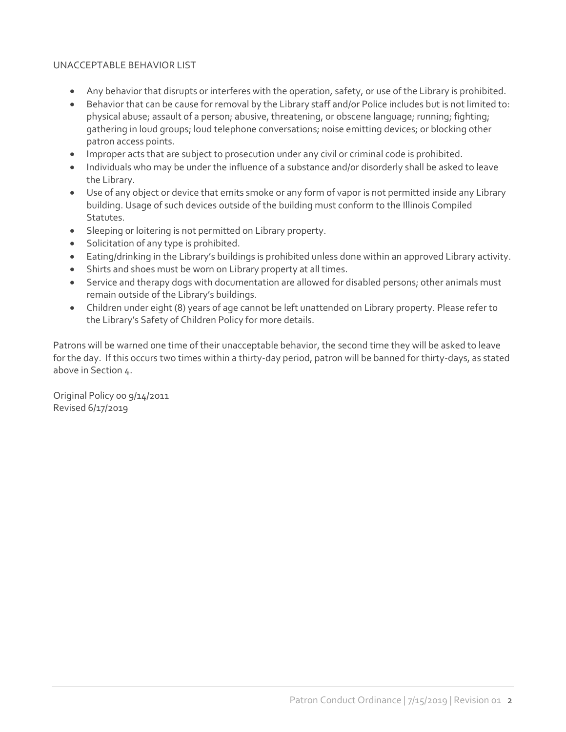UNACCEPTABLE BEHAVIOR LIST

- Any behavior that disrupts or interferes with the operation, safety, or use of the Library is prohibited.
- Behavior that can be cause for removal by the Library staff and/or Police includes but is not limited to: physical abuse; assault of a person; abusive, threatening, or obscene language; running; fighting; gathering in loud groups; loud telephone conversations; noise emitting devices; or blocking other patron access points.
- Improper acts that are subject to prosecution under any civil or criminal code is prohibited.
- Individuals who may be under the influence of a substance and/or disorderly shall be asked to leave the Library.
- Use of any object or device that emits smoke or any form of vapor is not permitted inside any Library building. Usage of such devices outside of the building must conform to the Illinois Compiled Statutes.
- Sleeping or loitering is not permitted on Library property.
- Solicitation of any type is prohibited.
- Eating/drinking in the Library's buildings is prohibited unless done within an approved Library activity.
- Shirts and shoes must be worn on Library property at all times.
- Service and therapy dogs with documentation are allowed for disabled persons; other animals must remain outside of the Library's buildings.
- Children under eight (8) years of age cannot be left unattended on Library property. Please refer to the Library's Safety of Children Policy for more details.

Patrons will be warned one time of their unacceptable behavior, the second time they will be asked to leave for the day. If this occurs two times within a thirty-day period, patron will be banned for thirty-days, as stated above in Section 4.

Original Policy 00 9/14/2011
Revised 6/17/2019